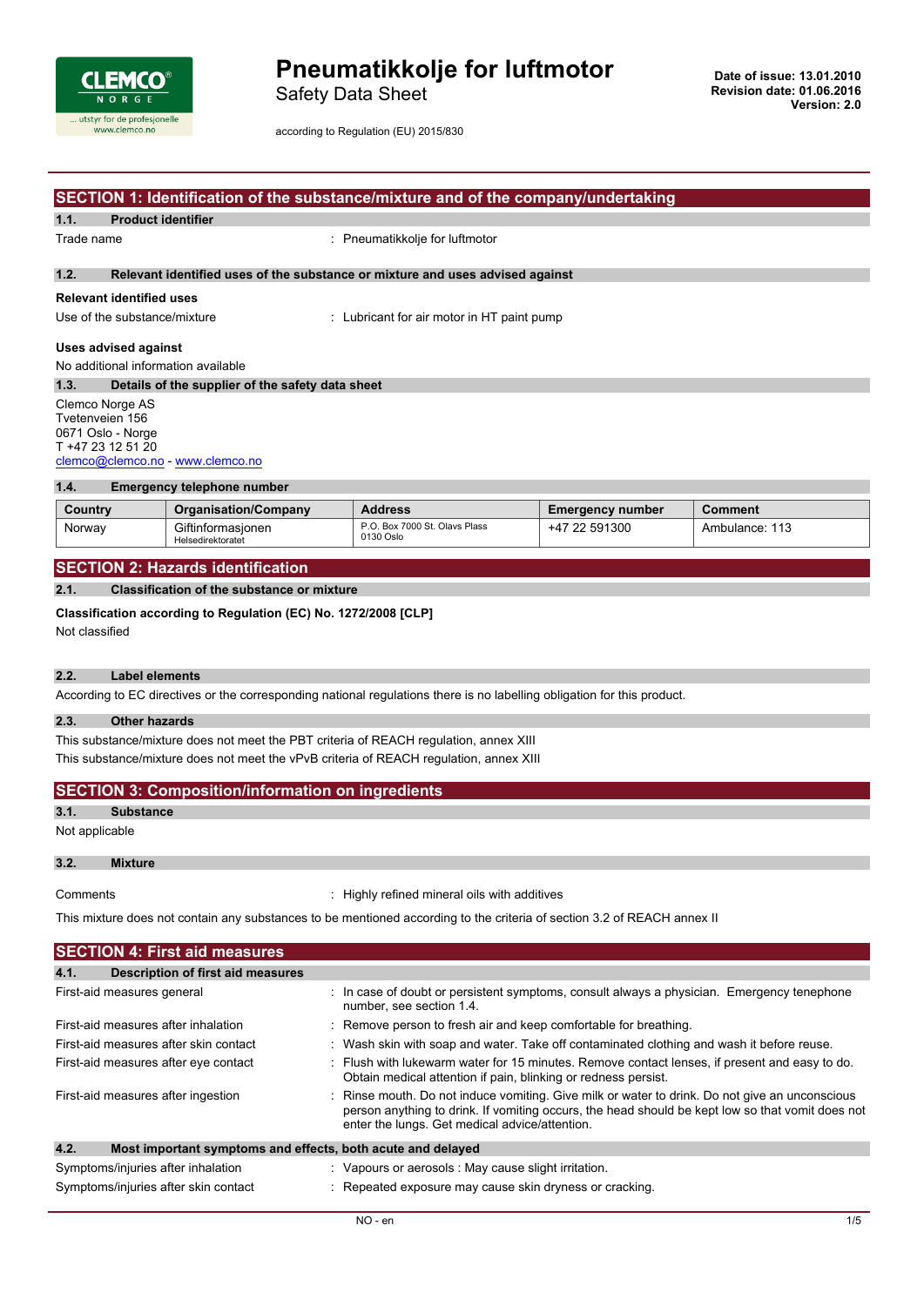# Pneumatikkolje for luftmotor

Safety Data Sheet

according to Regulation (EU) 2015/830

**Date of issue: 13.01.2010**
**Revision date: 01.06.2016**
**Version: 2.0**

## SECTION 1: Identification of the substance/mixture and of the company/undertaking

### 1.1. Product identifier

Trade name : Pneumatikkolje for luftmotor

### 1.2. Relevant identified uses of the substance or mixture and uses advised against

**Relevant identified uses**

Use of the substance/mixture : Lubricant for air motor in HT paint pump

**Uses advised against**

No additional information available

### 1.3. Details of the supplier of the safety data sheet

Clemco Norge AS
Tvetenveien 156
0671 Oslo - Norge
T +47 23 12 51 20
clemco@clemco.no - www.clemco.no

### 1.4. Emergency telephone number

| Country | Organisation/Company | Address | Emergency number | Comment |
|---|---|---|---|---|
| Norway | Giftinformasjonen<br>Helsedirektoratet | P.O. Box 7000 St. Olavs Plass<br>0130 Oslo | +47 22 591300 | Ambulance: 113 |

## SECTION 2: Hazards identification

### 2.1. Classification of the substance or mixture

**Classification according to Regulation (EC) No. 1272/2008 [CLP]**

Not classified

### 2.2. Label elements

According to EC directives or the corresponding national regulations there is no labelling obligation for this product.

### 2.3. Other hazards

This substance/mixture does not meet the PBT criteria of REACH regulation, annex XIII

This substance/mixture does not meet the vPvB criteria of REACH regulation, annex XIII

## SECTION 3: Composition/information on ingredients

### 3.1. Substance

Not applicable

### 3.2. Mixture

Comments : Highly refined mineral oils with additives

This mixture does not contain any substances to be mentioned according to the criteria of section 3.2 of REACH annex II

## SECTION 4: First aid measures

### 4.1. Description of first aid measures

First-aid measures general : In case of doubt or persistent symptoms, consult always a physician. Emergency tenephone number, see section 1.4.

First-aid measures after inhalation : Remove person to fresh air and keep comfortable for breathing.

First-aid measures after skin contact : Wash skin with soap and water. Take off contaminated clothing and wash it before reuse.

First-aid measures after eye contact : Flush with lukewarm water for 15 minutes. Remove contact lenses, if present and easy to do. Obtain medical attention if pain, blinking or redness persist.

First-aid measures after ingestion : Rinse mouth. Do not induce vomiting. Give milk or water to drink. Do not give an unconscious person anything to drink. If vomiting occurs, the head should be kept low so that vomit does not enter the lungs. Get medical advice/attention.

### 4.2. Most important symptoms and effects, both acute and delayed

Symptoms/injuries after inhalation : Vapours or aerosols : May cause slight irritation.

Symptoms/injuries after skin contact : Repeated exposure may cause skin dryness or cracking.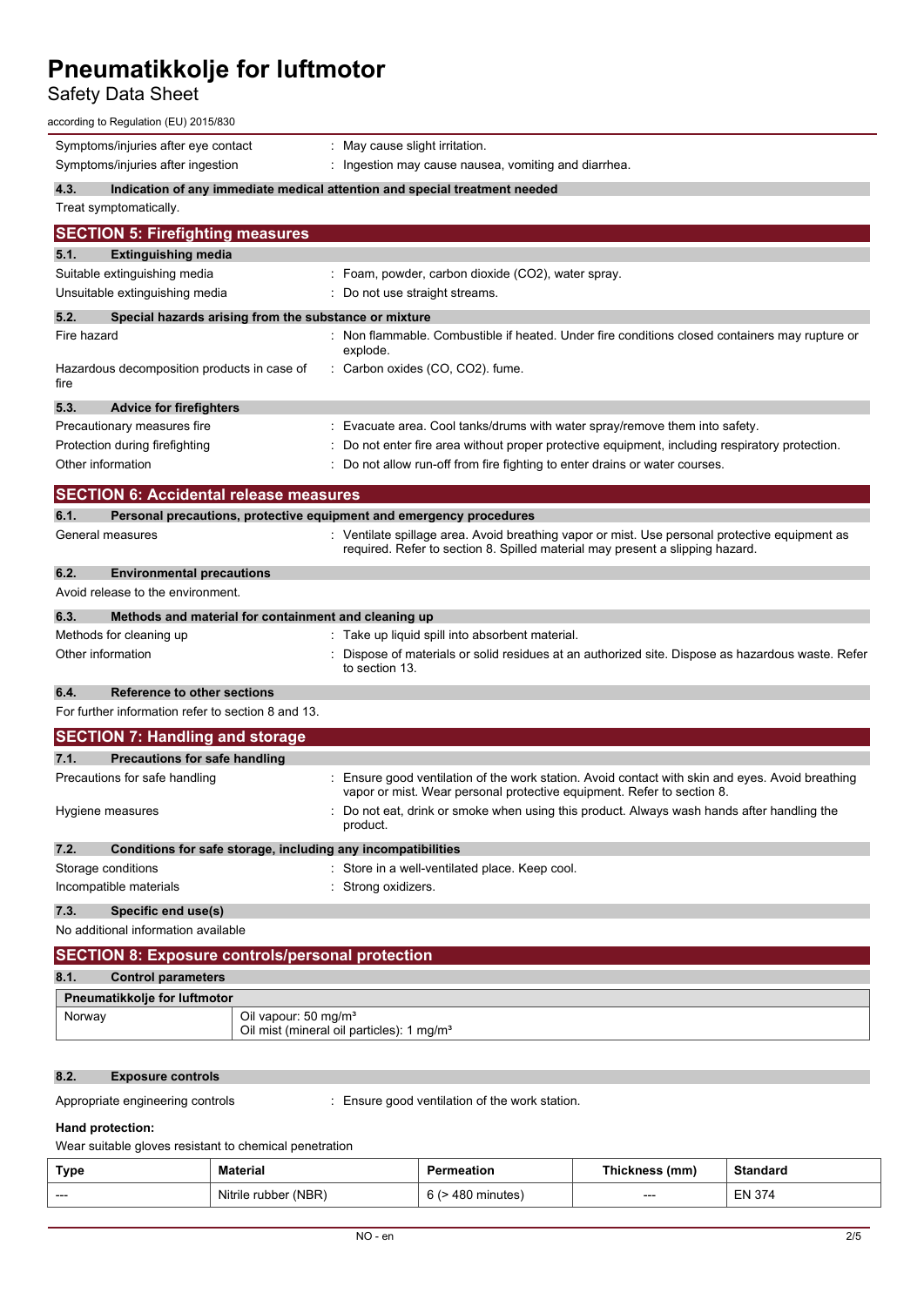Symptoms/injuries after eye contact : May cause slight irritation.

Symptoms/injuries after ingestion : Ingestion may cause nausea, vomiting and diarrhea.

### 4.3. Indication of any immediate medical attention and special treatment needed

Treat symptomatically.

## SECTION 5: Firefighting measures

### 5.1. Extinguishing media

Suitable extinguishing media : Foam, powder, carbon dioxide (CO2), water spray.

Unsuitable extinguishing media : Do not use straight streams.

### 5.2. Special hazards arising from the substance or mixture

Fire hazard : Non flammable. Combustible if heated. Under fire conditions closed containers may rupture or explode.

Hazardous decomposition products in case of fire : Carbon oxides (CO, CO2). fume.

### 5.3. Advice for firefighters

Precautionary measures fire : Evacuate area. Cool tanks/drums with water spray/remove them into safety.

Protection during firefighting : Do not enter fire area without proper protective equipment, including respiratory protection.

Other information : Do not allow run-off from fire fighting to enter drains or water courses.

## SECTION 6: Accidental release measures

### 6.1. Personal precautions, protective equipment and emergency procedures

General measures : Ventilate spillage area. Avoid breathing vapor or mist. Use personal protective equipment as required. Refer to section 8. Spilled material may present a slipping hazard.

### 6.2. Environmental precautions

Avoid release to the environment.

### 6.3. Methods and material for containment and cleaning up

Methods for cleaning up : Take up liquid spill into absorbent material.

Other information : Dispose of materials or solid residues at an authorized site. Dispose as hazardous waste. Refer to section 13.

### 6.4. Reference to other sections

For further information refer to section 8 and 13.

## SECTION 7: Handling and storage

### 7.1. Precautions for safe handling

Precautions for safe handling : Ensure good ventilation of the work station. Avoid contact with skin and eyes. Avoid breathing vapor or mist. Wear personal protective equipment. Refer to section 8.

Hygiene measures : Do not eat, drink or smoke when using this product. Always wash hands after handling the product.

### 7.2. Conditions for safe storage, including any incompatibilities

Storage conditions : Store in a well-ventilated place. Keep cool.

Incompatible materials : Strong oxidizers.

### 7.3. Specific end use(s)

No additional information available

## SECTION 8: Exposure controls/personal protection

### 8.1. Control parameters

| Pneumatikkolje for luftmotor | |
|---|---|
| Norway | Oil vapour: 50 mg/m³<br>Oil mist (mineral oil particles): 1 mg/m³ |

### 8.2. Exposure controls

Appropriate engineering controls : Ensure good ventilation of the work station.

**Hand protection:**

Wear suitable gloves resistant to chemical penetration

| Type | Material | Permeation | Thickness (mm) | Standard |
|---|---|---|---|---|
| --- | Nitrile rubber (NBR) | 6 (> 480 minutes) | --- | EN 374 |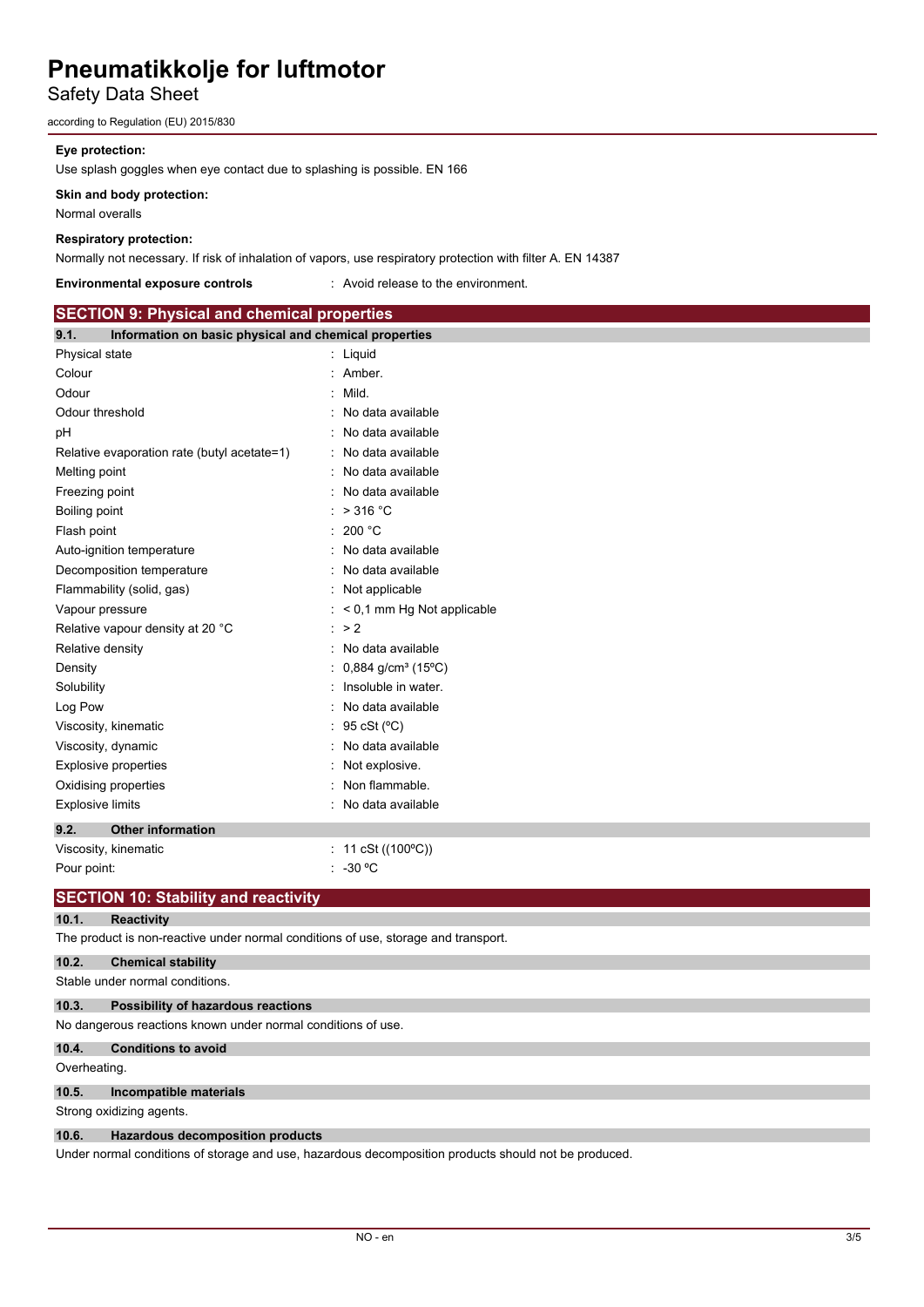**Eye protection:**

Use splash goggles when eye contact due to splashing is possible. EN 166

**Skin and body protection:**

Normal overalls

**Respiratory protection:**

Normally not necessary. If risk of inhalation of vapors, use respiratory protection with filter A. EN 14387

**Environmental exposure controls** : Avoid release to the environment.

## SECTION 9: Physical and chemical properties

### 9.1. Information on basic physical and chemical properties

| Property | Value |
|---|---|
| Physical state | Liquid |
| Colour | Amber. |
| Odour | Mild. |
| Odour threshold | No data available |
| pH | No data available |
| Relative evaporation rate (butyl acetate=1) | No data available |
| Melting point | No data available |
| Freezing point | No data available |
| Boiling point | > 316 °C |
| Flash point | 200 °C |
| Auto-ignition temperature | No data available |
| Decomposition temperature | No data available |
| Flammability (solid, gas) | Not applicable |
| Vapour pressure | < 0,1 mm Hg Not applicable |
| Relative vapour density at 20 °C | > 2 |
| Relative density | No data available |
| Density | 0,884 g/cm³ (15ºC) |
| Solubility | Insoluble in water. |
| Log Pow | No data available |
| Viscosity, kinematic | 95 cSt (ºC) |
| Viscosity, dynamic | No data available |
| Explosive properties | Not explosive. |
| Oxidising properties | Non flammable. |
| Explosive limits | No data available |

### 9.2. Other information

| Property | Value |
|---|---|
| Viscosity, kinematic | 11 cSt ((100ºC)) |
| Pour point: | -30 ºC |

## SECTION 10: Stability and reactivity

### 10.1. Reactivity

The product is non-reactive under normal conditions of use, storage and transport.

### 10.2. Chemical stability

Stable under normal conditions.

### 10.3. Possibility of hazardous reactions

No dangerous reactions known under normal conditions of use.

### 10.4. Conditions to avoid

Overheating.

### 10.5. Incompatible materials

Strong oxidizing agents.

### 10.6. Hazardous decomposition products

Under normal conditions of storage and use, hazardous decomposition products should not be produced.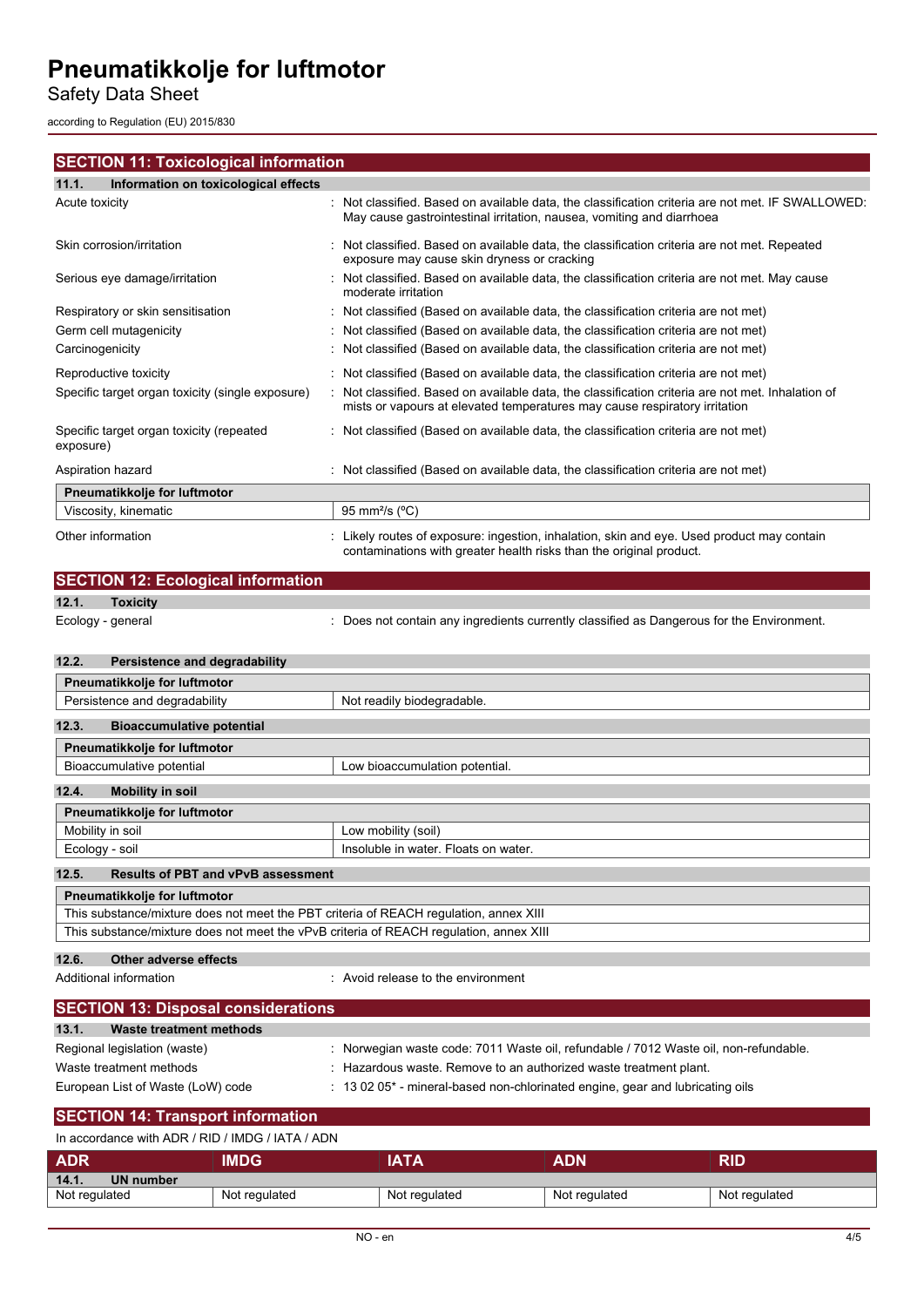## SECTION 11: Toxicological information

### 11.1. Information on toxicological effects

| | |
|---|---|
| Acute toxicity | : Not classified. Based on available data, the classification criteria are not met. IF SWALLOWED: May cause gastrointestinal irritation, nausea, vomiting and diarrhoea |
| Skin corrosion/irritation | : Not classified. Based on available data, the classification criteria are not met. Repeated exposure may cause skin dryness or cracking |
| Serious eye damage/irritation | : Not classified. Based on available data, the classification criteria are not met. May cause moderate irritation |
| Respiratory or skin sensitisation | : Not classified (Based on available data, the classification criteria are not met) |
| Germ cell mutagenicity | : Not classified (Based on available data, the classification criteria are not met) |
| Carcinogenicity | : Not classified (Based on available data, the classification criteria are not met) |
| Reproductive toxicity | : Not classified (Based on available data, the classification criteria are not met) |
| Specific target organ toxicity (single exposure) | : Not classified. Based on available data, the classification criteria are not met. Inhalation of mists or vapours at elevated temperatures may cause respiratory irritation |
| Specific target organ toxicity (repeated exposure) | : Not classified (Based on available data, the classification criteria are not met) |
| Aspiration hazard | : Not classified (Based on available data, the classification criteria are not met) |

| Pneumatikkolje for luftmotor | |
|---|---|
| Viscosity, kinematic | 95 $mm^2/s$ (ºC) |

| | |
|---|---|
| Other information | : Likely routes of exposure: ingestion, inhalation, skin and eye. Used product may contain contaminations with greater health risks than the original product. |

## SECTION 12: Ecological information

### 12.1. Toxicity

| | |
|---|---|
| Ecology - general | : Does not contain any ingredients currently classified as Dangerous for the Environment. |

### 12.2. Persistence and degradability

| Pneumatikkolje for luftmotor | |
|---|---|
| Persistence and degradability | Not readily biodegradable. |

### 12.3. Bioaccumulative potential

| Pneumatikkolje for luftmotor | |
|---|---|
| Bioaccumulative potential | Low bioaccumulation potential. |

### 12.4. Mobility in soil

| Pneumatikkolje for luftmotor | |
|---|---|
| Mobility in soil | Low mobility (soil) |
| Ecology - soil | Insoluble in water. Floats on water. |

### 12.5. Results of PBT and vPvB assessment

| Pneumatikkolje for luftmotor |
|---|
| This substance/mixture does not meet the PBT criteria of REACH regulation, annex XIII |
| This substance/mixture does not meet the vPvB criteria of REACH regulation, annex XIII |

### 12.6. Other adverse effects

| | |
|---|---|
| Additional information | : Avoid release to the environment |

## SECTION 13: Disposal considerations

### 13.1. Waste treatment methods

| | |
|---|---|
| Regional legislation (waste) | : Norwegian waste code: 7011 Waste oil, refundable / 7012 Waste oil, non-refundable. |
| Waste treatment methods | : Hazardous waste. Remove to an authorized waste treatment plant. |
| European List of Waste (LoW) code | : 13 02 05* - mineral-based non-chlorinated engine, gear and lubricating oils |

## SECTION 14: Transport information

In accordance with ADR / RID / IMDG / IATA / ADN

| ADR | IMDG | IATA | ADN | RID |
|---|---|---|---|---|
| **14.1. UN number** | | | | |
| Not regulated | Not regulated | Not regulated | Not regulated | Not regulated |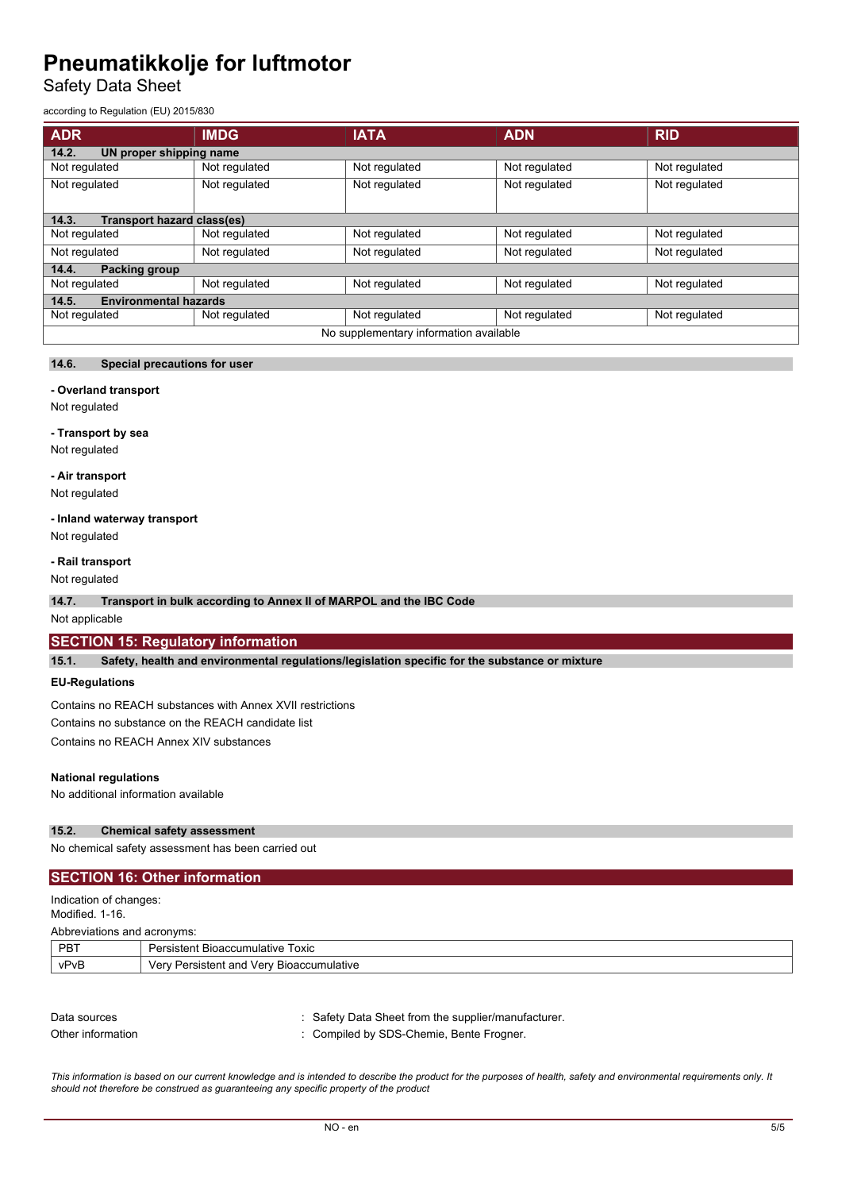| ADR | IMDG | IATA | ADN | RID |
|---|---|---|---|---|
| **14.2. UN proper shipping name** | | | | |
| Not regulated | Not regulated | Not regulated | Not regulated | Not regulated |
| Not regulated | Not regulated | Not regulated | Not regulated | Not regulated |
| **14.3. Transport hazard class(es)** | | | | |
| Not regulated | Not regulated | Not regulated | Not regulated | Not regulated |
| Not regulated | Not regulated | Not regulated | Not regulated | Not regulated |
| **14.4. Packing group** | | | | |
| Not regulated | Not regulated | Not regulated | Not regulated | Not regulated |
| **14.5. Environmental hazards** | | | | |
| Not regulated | Not regulated | Not regulated | Not regulated | Not regulated |
| No supplementary information available | | | | |

### 14.6. Special precautions for user

**- Overland transport**

Not regulated

**- Transport by sea**

Not regulated

**- Air transport**

Not regulated

**- Inland waterway transport**

Not regulated

**- Rail transport**

Not regulated

### 14.7. Transport in bulk according to Annex II of MARPOL and the IBC Code

Not applicable

## SECTION 15: Regulatory information

### 15.1. Safety, health and environmental regulations/legislation specific for the substance or mixture

**EU-Regulations**

Contains no REACH substances with Annex XVII restrictions

Contains no substance on the REACH candidate list

Contains no REACH Annex XIV substances

**National regulations**

No additional information available

### 15.2. Chemical safety assessment

No chemical safety assessment has been carried out

## SECTION 16: Other information

Indication of changes:
Modified. 1-16.

Abbreviations and acronyms:

| | |
|---|---|
| PBT | Persistent Bioaccumulative Toxic |
| vPvB | Very Persistent and Very Bioaccumulative |

Data sources : Safety Data Sheet from the supplier/manufacturer.

Other information : Compiled by SDS-Chemie, Bente Frogner.

*This information is based on our current knowledge and is intended to describe the product for the purposes of health, safety and environmental requirements only. It should not therefore be construed as guaranteeing any specific property of the product*